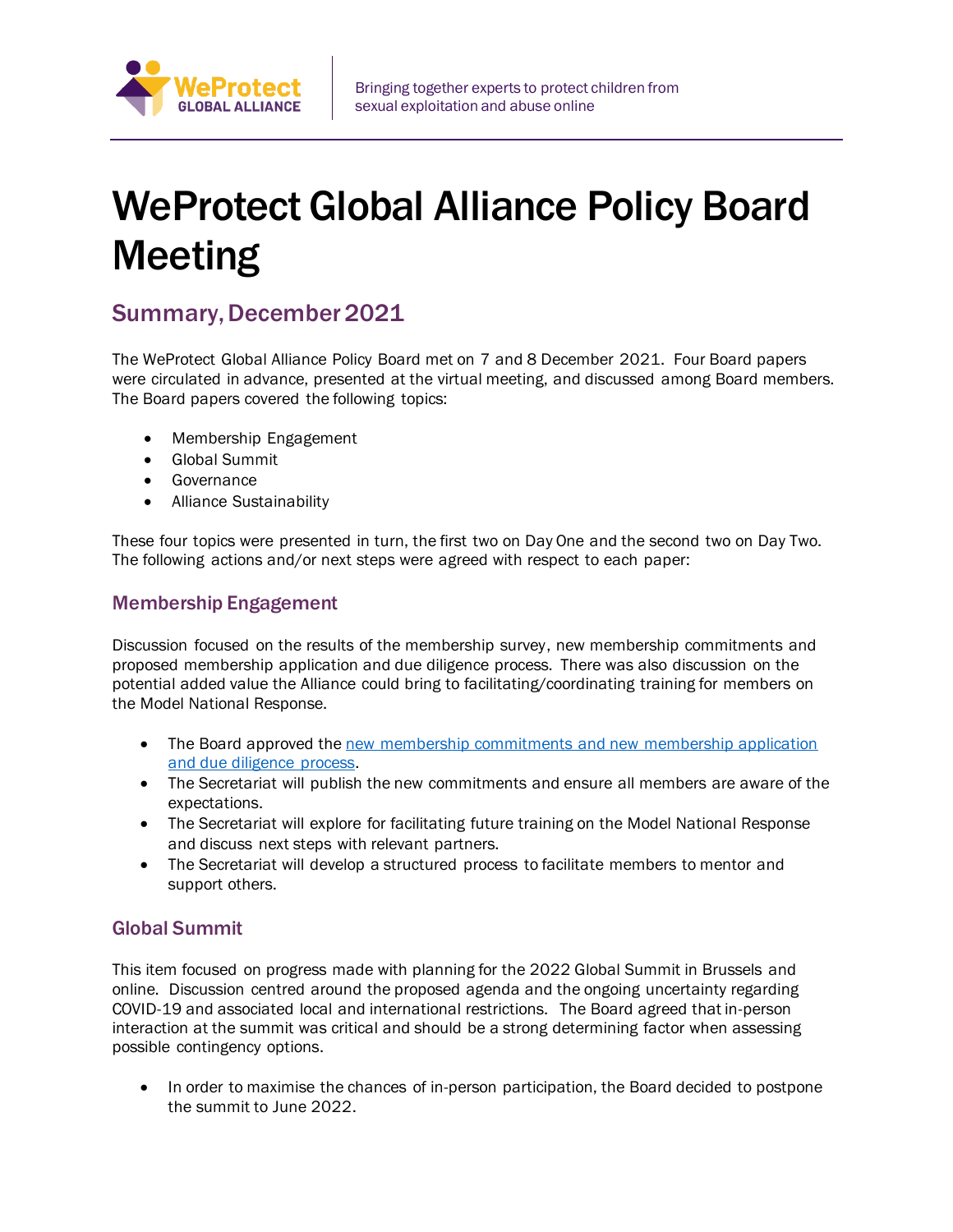# WeProtect Global Alliance Policy Board Meeting

## Summary, December 2021

The WeProtect Global Alliance Policy Board met on 7 and 8 December 2021. Four Board papers were circulated in advance, presented at the virtual meeting, and discussed among Board members. The Board papers covered the following topics:

- Membership Engagement
- Global Summit
- Governance
- Alliance Sustainability

These four topics were presented in turn, the first two on Day One and the second two on Day Two. The following actions and/or next steps were agreed with respect to each paper:

### Membership Engagement

Discussion focused on the results of the membership survey, new membership commitments and proposed membership application and due diligence process. There was also discussion on the potential added value the Alliance could bring to facilitating/coordinating training for members on the Model National Response.

- The Board approved the new membership commitments and new membership application and due diligence process.
- The Secretariat will publish the new commitments and ensure all members are aware of the expectations.
- The Secretariat will explore for facilitating future training on the Model National Response and discuss next steps with relevant partners.
- The Secretariat will develop a structured process to facilitate members to mentor and support others.

### Global Summit

This item focused on progress made with planning for the 2022 Global Summit in Brussels and online. Discussion centred around the proposed agenda and the ongoing uncertainty regarding COVID-19 and associated local and international restrictions. The Board agreed that in-person interaction at the summit was critical and should be a strong determining factor when assessing possible contingency options.

- In order to maximise the chances of in-person participation, the Board decided to postpone the summit to June 2022.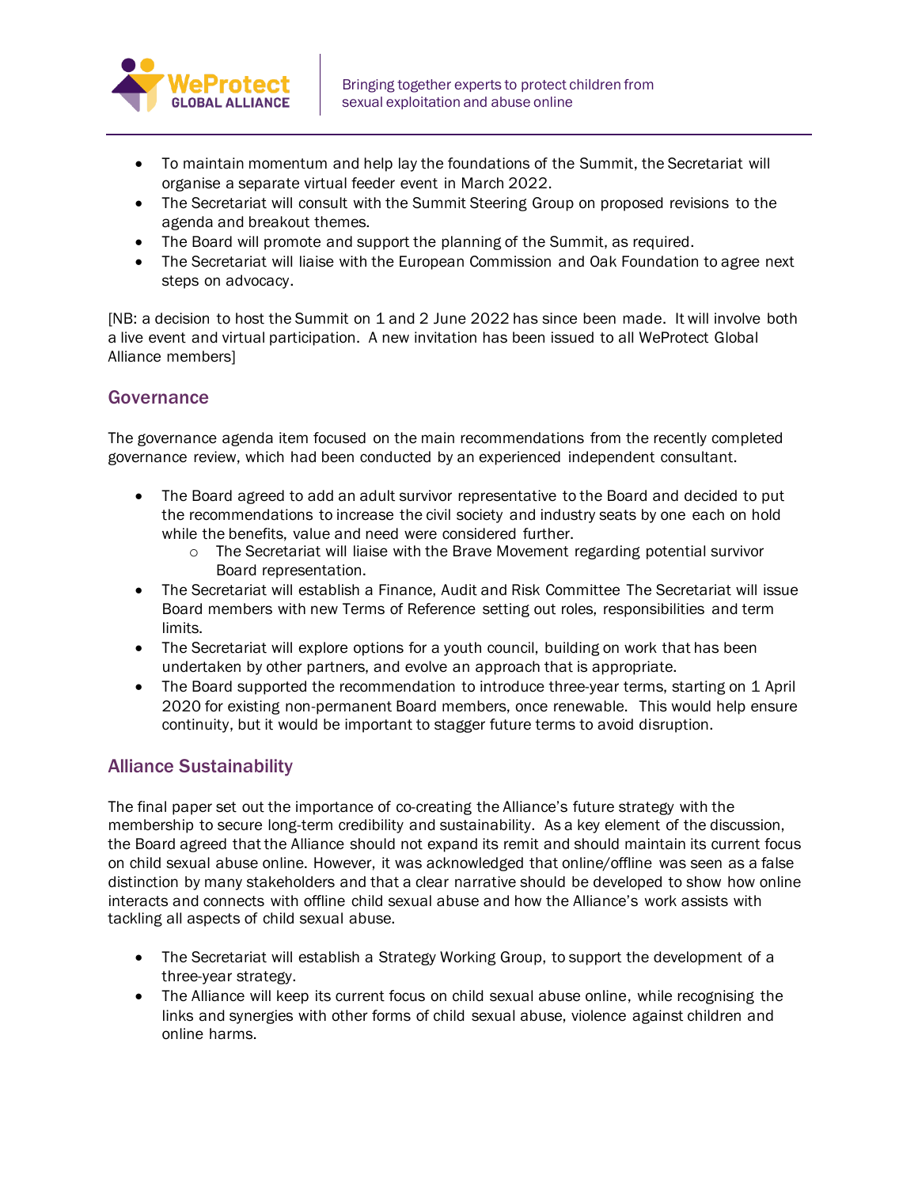- To maintain momentum and help lay the foundations of the Summit, the Secretariat will organise a separate virtual feeder event in March 2022.
- The Secretariat will consult with the Summit Steering Group on proposed revisions to the agenda and breakout themes.
- The Board will promote and support the planning of the Summit, as required.
- The Secretariat will liaise with the European Commission and Oak Foundation to agree next steps on advocacy.

[NB: a decision to host the Summit on 1 and 2 June 2022 has since been made. It will involve both a live event and virtual participation. A new invitation has been issued to all WeProtect Global Alliance members]

## Governance

The governance agenda item focused on the main recommendations from the recently completed governance review, which had been conducted by an experienced independent consultant.

- The Board agreed to add an adult survivor representative to the Board and decided to put the recommendations to increase the civil society and industry seats by one each on hold while the benefits, value and need were considered further.
    - The Secretariat will liaise with the Brave Movement regarding potential survivor Board representation.
- The Secretariat will establish a Finance, Audit and Risk Committee The Secretariat will issue Board members with new Terms of Reference setting out roles, responsibilities and term limits.
- The Secretariat will explore options for a youth council, building on work that has been undertaken by other partners, and evolve an approach that is appropriate.
- The Board supported the recommendation to introduce three-year terms, starting on 1 April 2020 for existing non-permanent Board members, once renewable. This would help ensure continuity, but it would be important to stagger future terms to avoid disruption.

## Alliance Sustainability

The final paper set out the importance of co-creating the Alliance's future strategy with the membership to secure long-term credibility and sustainability. As a key element of the discussion, the Board agreed that the Alliance should not expand its remit and should maintain its current focus on child sexual abuse online. However, it was acknowledged that online/offline was seen as a false distinction by many stakeholders and that a clear narrative should be developed to show how online interacts and connects with offline child sexual abuse and how the Alliance's work assists with tackling all aspects of child sexual abuse.

- The Secretariat will establish a Strategy Working Group, to support the development of a three-year strategy.
- The Alliance will keep its current focus on child sexual abuse online, while recognising the links and synergies with other forms of child sexual abuse, violence against children and online harms.